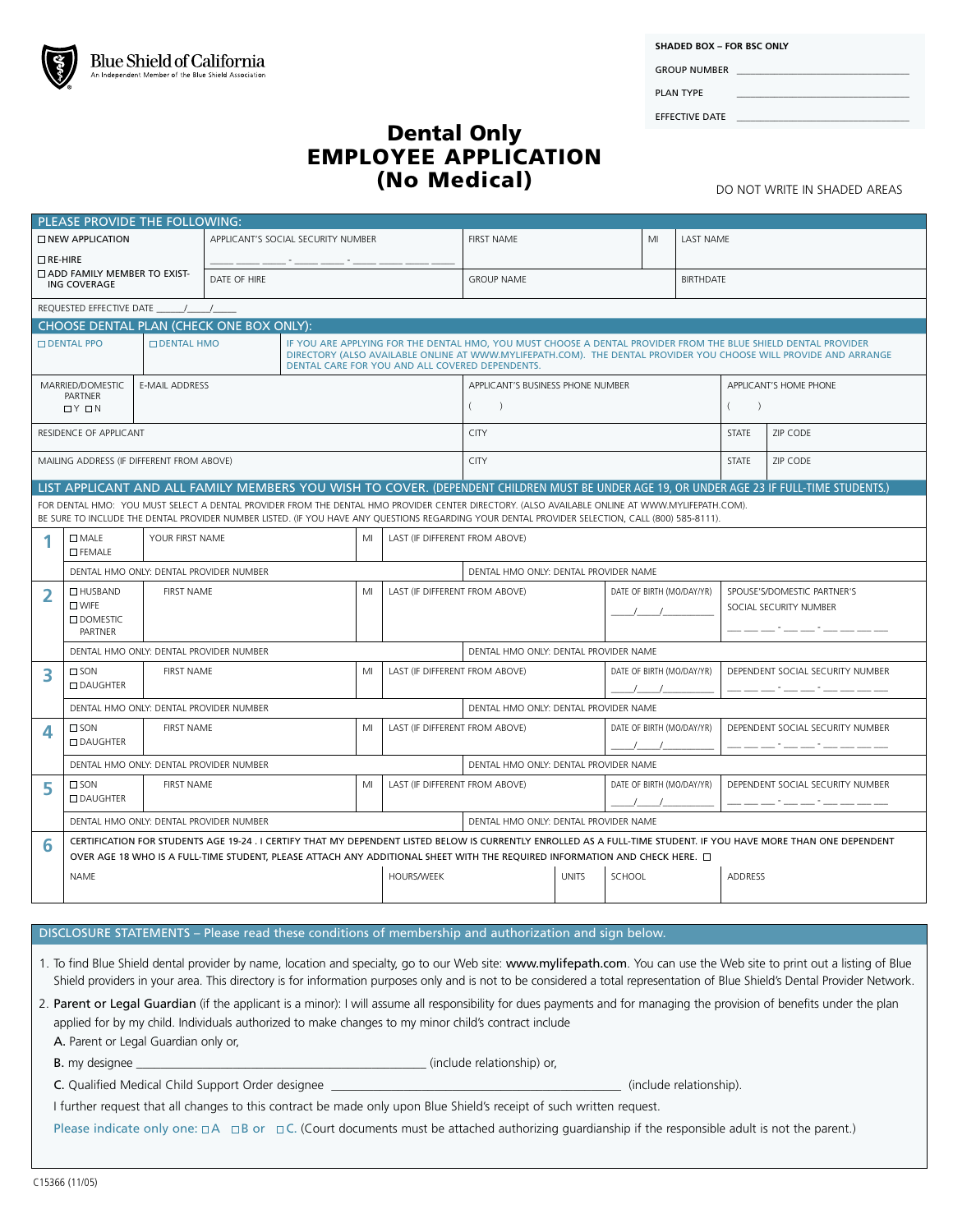Blue Shield of California
An Independent Member of the Blue Shield Association

**SHADED BOX – FOR BSC ONLY**

GROUP NUMBER ____________________

PLAN TYPE ____________________

EFFECTIVE DATE ____________________

# Dental Only EMPLOYEE APPLICATION (No Medical)

DO NOT WRITE IN SHADED AREAS

## PLEASE PROVIDE THE FOLLOWING:

| | | | | |
|---|---|---|---|---|
| ☐ NEW APPLICATION<br>☐ RE-HIRE<br>☐ ADD FAMILY MEMBER TO EXISTING COVERAGE | APPLICANT'S SOCIAL SECURITY NUMBER<br>___ ___ ___ - ___ ___ - ___ ___ ___ ___ | FIRST NAME | MI | LAST NAME |
| | DATE OF HIRE | GROUP NAME | | BIRTHDATE |

REQUESTED EFFECTIVE DATE ____/____/____

## CHOOSE DENTAL PLAN (CHECK ONE BOX ONLY):

☐ DENTAL PPO ☐ DENTAL HMO

IF YOU ARE APPLYING FOR THE DENTAL HMO, YOU MUST CHOOSE A DENTAL PROVIDER FROM THE BLUE SHIELD DENTAL PROVIDER DIRECTORY (ALSO AVAILABLE ONLINE AT WWW.MYLIFEPATH.COM). THE DENTAL PROVIDER YOU CHOOSE WILL PROVIDE AND ARRANGE DENTAL CARE FOR YOU AND ALL COVERED DEPENDENTS.

| | | | | |
|---|---|---|---|---|
| MARRIED/DOMESTIC PARTNER ☐ Y ☐ N | E-MAIL ADDRESS | APPLICANT'S BUSINESS PHONE NUMBER ( ) | APPLICANT'S HOME PHONE ( ) | |
| RESIDENCE OF APPLICANT | | CITY | STATE | ZIP CODE |
| MAILING ADDRESS (IF DIFFERENT FROM ABOVE) | | CITY | STATE | ZIP CODE |

## LIST APPLICANT AND ALL FAMILY MEMBERS YOU WISH TO COVER. (DEPENDENT CHILDREN MUST BE UNDER AGE 19, OR UNDER AGE 23 IF FULL-TIME STUDENTS.)

FOR DENTAL HMO: YOU MUST SELECT A DENTAL PROVIDER FROM THE DENTAL HMO PROVIDER CENTER DIRECTORY. (ALSO AVAILABLE ONLINE AT WWW.MYLIFEPATH.COM). BE SURE TO INCLUDE THE DENTAL PROVIDER NUMBER LISTED. (IF YOU HAVE ANY QUESTIONS REGARDING YOUR DENTAL PROVIDER SELECTION, CALL (800) 585-8111).

| # | | | | | | |
|---|---|---|---|---|---|---|
| 1 | ☐ MALE<br>☐ FEMALE | YOUR FIRST NAME | MI | LAST (IF DIFFERENT FROM ABOVE) | | |
| | DENTAL HMO ONLY: DENTAL PROVIDER NUMBER | | | DENTAL HMO ONLY: DENTAL PROVIDER NAME | | |
| 2 | ☐ HUSBAND<br>☐ WIFE<br>☐ DOMESTIC PARTNER | FIRST NAME | MI | LAST (IF DIFFERENT FROM ABOVE) | DATE OF BIRTH (MO/DAY/YR) ___/___/___ | SPOUSE'S/DOMESTIC PARTNER'S SOCIAL SECURITY NUMBER ___ ___ ___ - ___ ___ - ___ ___ ___ ___ |
| | DENTAL HMO ONLY: DENTAL PROVIDER NUMBER | | | DENTAL HMO ONLY: DENTAL PROVIDER NAME | | |
| 3 | ☐ SON<br>☐ DAUGHTER | FIRST NAME | MI | LAST (IF DIFFERENT FROM ABOVE) | DATE OF BIRTH (MO/DAY/YR) ___/___/___ | DEPENDENT SOCIAL SECURITY NUMBER ___ ___ ___ - ___ ___ - ___ ___ ___ ___ |
| | DENTAL HMO ONLY: DENTAL PROVIDER NUMBER | | | DENTAL HMO ONLY: DENTAL PROVIDER NAME | | |
| 4 | ☐ SON<br>☐ DAUGHTER | FIRST NAME | MI | LAST (IF DIFFERENT FROM ABOVE) | DATE OF BIRTH (MO/DAY/YR) ___/___/___ | DEPENDENT SOCIAL SECURITY NUMBER ___ ___ ___ - ___ ___ - ___ ___ ___ ___ |
| | DENTAL HMO ONLY: DENTAL PROVIDER NUMBER | | | DENTAL HMO ONLY: DENTAL PROVIDER NAME | | |
| 5 | ☐ SON<br>☐ DAUGHTER | FIRST NAME | MI | LAST (IF DIFFERENT FROM ABOVE) | DATE OF BIRTH (MO/DAY/YR) ___/___/___ | DEPENDENT SOCIAL SECURITY NUMBER ___ ___ ___ - ___ ___ - ___ ___ ___ ___ |
| | DENTAL HMO ONLY: DENTAL PROVIDER NUMBER | | | DENTAL HMO ONLY: DENTAL PROVIDER NAME | | |

**6** CERTIFICATION FOR STUDENTS AGE 19-24 . I CERTIFY THAT MY DEPENDENT LISTED BELOW IS CURRENTLY ENROLLED AS A FULL-TIME STUDENT. IF YOU HAVE MORE THAN ONE DEPENDENT OVER AGE 18 WHO IS A FULL-TIME STUDENT, PLEASE ATTACH ANY ADDITIONAL SHEET WITH THE REQUIRED INFORMATION AND CHECK HERE. ☐

| NAME | HOURS/WEEK | UNITS | SCHOOL | ADDRESS |
|---|---|---|---|---|
| | | | | |

## DISCLOSURE STATEMENTS – Please read these conditions of membership and authorization and sign below.

1. To find Blue Shield dental provider by name, location and specialty, go to our Web site: www.mylifepath.com. You can use the Web site to print out a listing of Blue Shield providers in your area. This directory is for information purposes only and is not to be considered a total representation of Blue Shield's Dental Provider Network.
2. Parent or Legal Guardian (if the applicant is a minor): I will assume all responsibility for dues payments and for managing the provision of benefits under the plan applied for by my child. Individuals authorized to make changes to my minor child's contract include

   A. Parent or Legal Guardian only or,

   B. my designee ______________________________ (include relationship) or,

   C. Qualified Medical Child Support Order designee ______________________________ (include relationship).

   I further request that all changes to this contract be made only upon Blue Shield's receipt of such written request.

   Please indicate only one: ☐ A ☐ B or ☐ C. (Court documents must be attached authorizing guardianship if the responsible adult is not the parent.)

C15366 (11/05)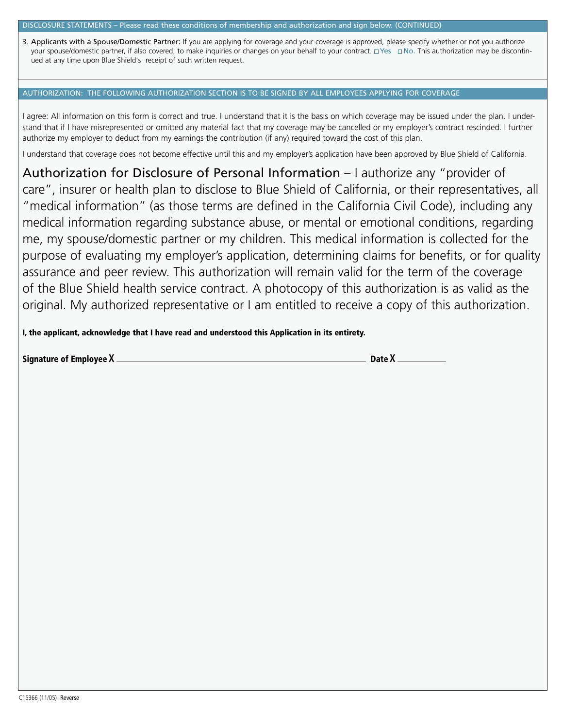## DISCLOSURE STATEMENTS – Please read these conditions of membership and authorization and sign below. (CONTINUED)

3. **Applicants with a Spouse/Domestic Partner:** If you are applying for coverage and your coverage is approved, please specify whether or not you authorize your spouse/domestic partner, if also covered, to make inquiries or changes on your behalf to your contract. ☐ Yes ☐ No. This authorization may be discontinued at any time upon Blue Shield's receipt of such written request.

## AUTHORIZATION: THE FOLLOWING AUTHORIZATION SECTION IS TO BE SIGNED BY ALL EMPLOYEES APPLYING FOR COVERAGE

I agree: All information on this form is correct and true. I understand that it is the basis on which coverage may be issued under the plan. I understand that if I have misrepresented or omitted any material fact that my coverage may be cancelled or my employer's contract rescinded. I further authorize my employer to deduct from my earnings the contribution (if any) required toward the cost of this plan.

I understand that coverage does not become effective until this and my employer's application have been approved by Blue Shield of California.

Authorization for Disclosure of Personal Information – I authorize any "provider of care", insurer or health plan to disclose to Blue Shield of California, or their representatives, all "medical information" (as those terms are defined in the California Civil Code), including any medical information regarding substance abuse, or mental or emotional conditions, regarding me, my spouse/domestic partner or my children. This medical information is collected for the purpose of evaluating my employer's application, determining claims for benefits, or for quality assurance and peer review. This authorization will remain valid for the term of the coverage of the Blue Shield health service contract. A photocopy of this authorization is as valid as the original. My authorized representative or I am entitled to receive a copy of this authorization.

**I, the applicant, acknowledge that I have read and understood this Application in its entirety.**

**Signature of Employee X** ______________________________ **Date X** __________

C15366 (11/05) Reverse